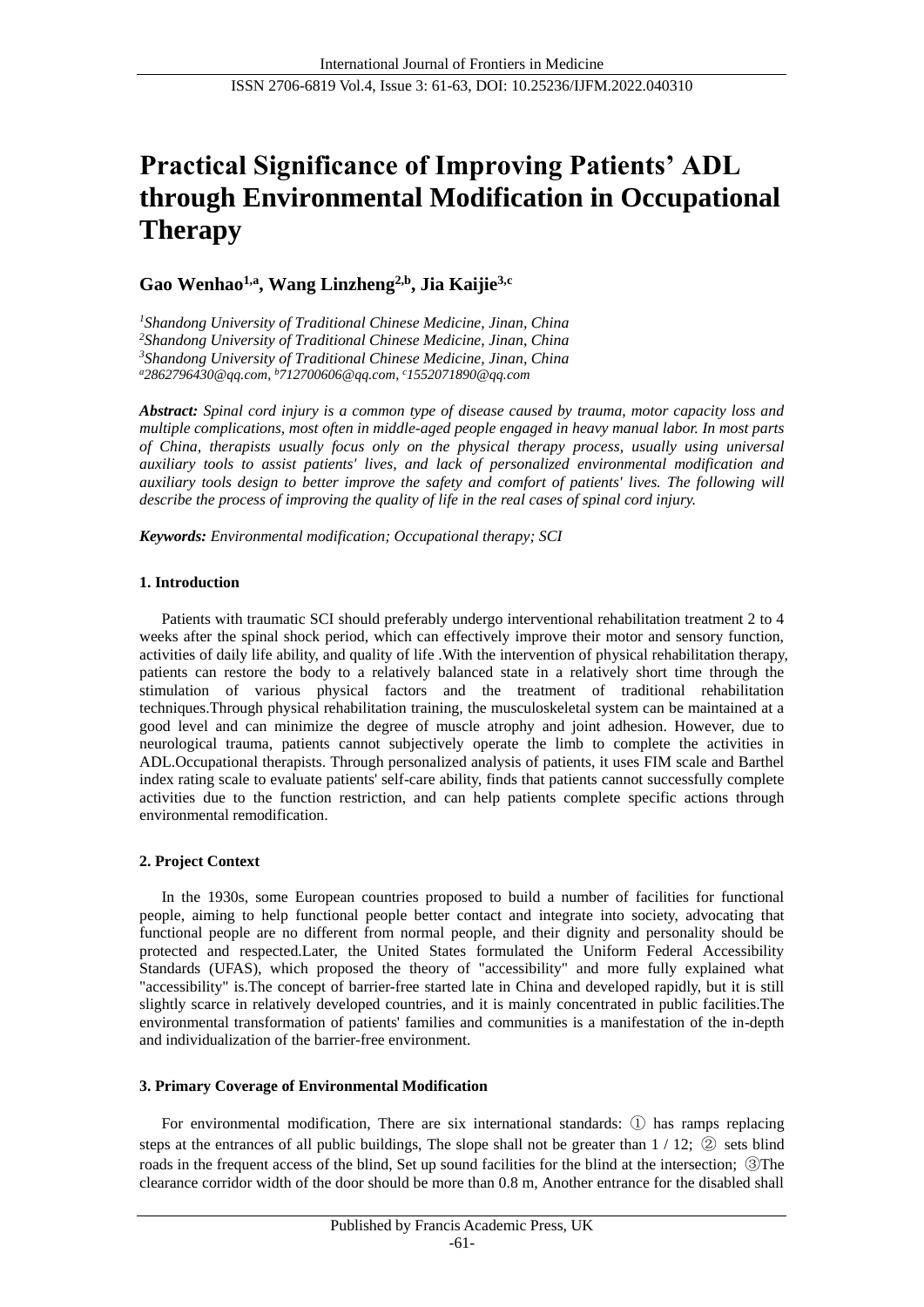# Practical Significance of Improving Patients' ADL through Environmental Modification in Occupational Therapy

**Gao Wenhao[1,a], Wang Linzheng[2,b], Jia Kaijie[3,c]**

[1]*Shandong University of Traditional Chinese Medicine, Jinan, China*
[2]*Shandong University of Traditional Chinese Medicine, Jinan, China*
[3]*Shandong University of Traditional Chinese Medicine, Jinan, China*
[a]*2862796430@qq.com,* [b]*712700606@qq.com,* [c]*1552071890@qq.com*

***Abstract:*** *Spinal cord injury is a common type of disease caused by trauma, motor capacity loss and multiple complications, most often in middle-aged people engaged in heavy manual labor. In most parts of China, therapists usually focus only on the physical therapy process, usually using universal auxiliary tools to assist patients' lives, and lack of personalized environmental modification and auxiliary tools design to better improve the safety and comfort of patients' lives. The following will describe the process of improving the quality of life in the real cases of spinal cord injury.*

***Keywords:*** *Environmental modification; Occupational therapy; SCI*

## 1. Introduction

Patients with traumatic SCI should preferably undergo interventional rehabilitation treatment 2 to 4 weeks after the spinal shock period, which can effectively improve their motor and sensory function, activities of daily life ability, and quality of life .With the intervention of physical rehabilitation therapy, patients can restore the body to a relatively balanced state in a relatively short time through the stimulation of various physical factors and the treatment of traditional rehabilitation techniques.Through physical rehabilitation training, the musculoskeletal system can be maintained at a good level and can minimize the degree of muscle atrophy and joint adhesion. However, due to neurological trauma, patients cannot subjectively operate the limb to complete the activities in ADL.Occupational therapists. Through personalized analysis of patients, it uses FIM scale and Barthel index rating scale to evaluate patients' self-care ability, finds that patients cannot successfully complete activities due to the function restriction, and can help patients complete specific actions through environmental remodification.

## 2. Project Context

In the 1930s, some European countries proposed to build a number of facilities for functional people, aiming to help functional people better contact and integrate into society, advocating that functional people are no different from normal people, and their dignity and personality should be protected and respected.Later, the United States formulated the Uniform Federal Accessibility Standards (UFAS), which proposed the theory of "accessibility" and more fully explained what "accessibility" is.The concept of barrier-free started late in China and developed rapidly, but it is still slightly scarce in relatively developed countries, and it is mainly concentrated in public facilities.The environmental transformation of patients' families and communities is a manifestation of the in-depth and individualization of the barrier-free environment.

## 3. Primary Coverage of Environmental Modification

For environmental modification, There are six international standards: ① has ramps replacing steps at the entrances of all public buildings, The slope shall not be greater than 1 / 12; ② sets blind roads in the frequent access of the blind, Set up sound facilities for the blind at the intersection; ③The clearance corridor width of the door should be more than 0.8 m, Another entrance for the disabled shall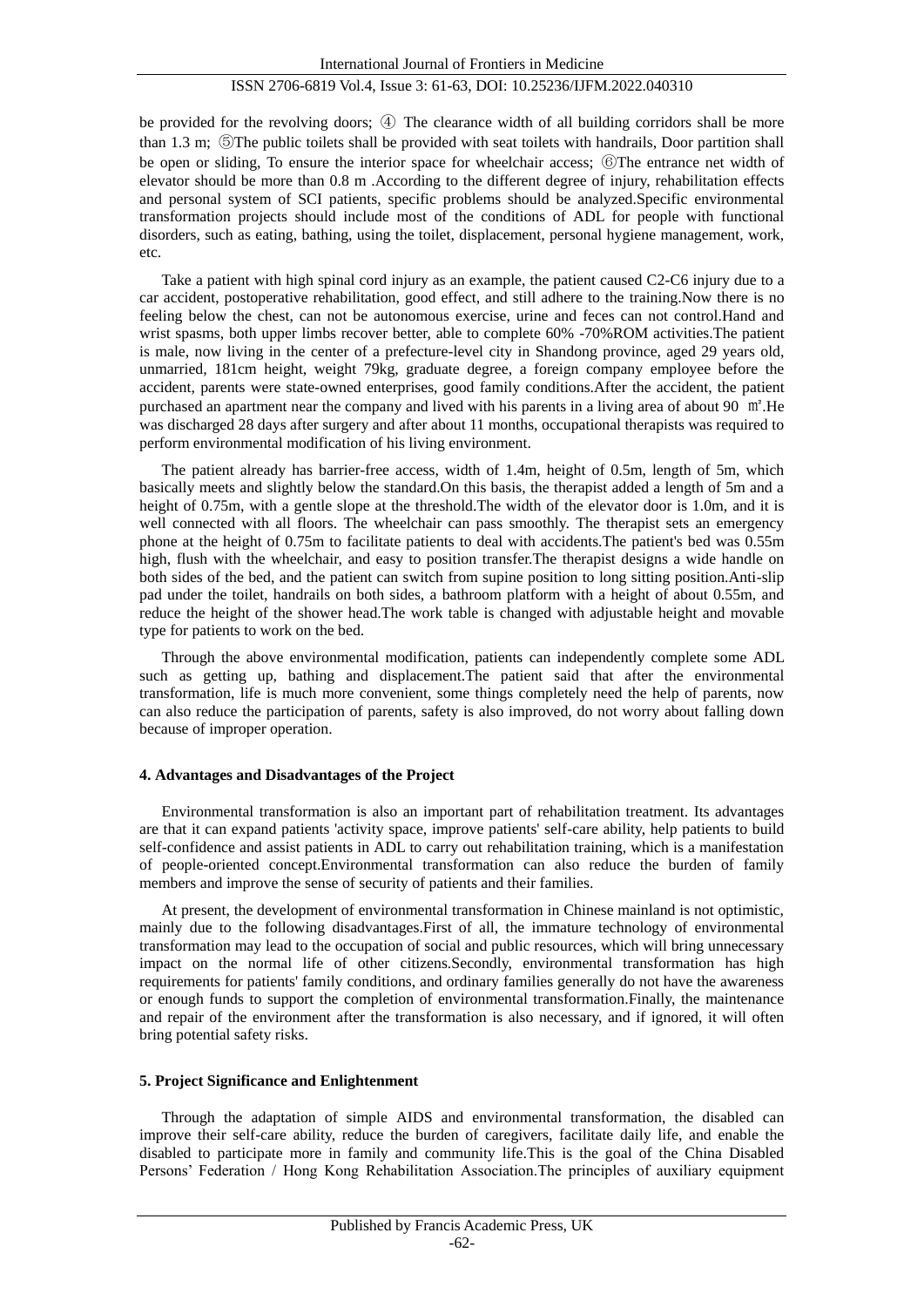be provided for the revolving doors; ④ The clearance width of all building corridors shall be more than 1.3 m; ⑤The public toilets shall be provided with seat toilets with handrails, Door partition shall be open or sliding, To ensure the interior space for wheelchair access; ⑥The entrance net width of elevator should be more than 0.8 m .According to the different degree of injury, rehabilitation effects and personal system of SCI patients, specific problems should be analyzed.Specific environmental transformation projects should include most of the conditions of ADL for people with functional disorders, such as eating, bathing, using the toilet, displacement, personal hygiene management, work, etc.

Take a patient with high spinal cord injury as an example, the patient caused C2-C6 injury due to a car accident, postoperative rehabilitation, good effect, and still adhere to the training.Now there is no feeling below the chest, can not be autonomous exercise, urine and feces can not control.Hand and wrist spasms, both upper limbs recover better, able to complete 60% -70%ROM activities.The patient is male, now living in the center of a prefecture-level city in Shandong province, aged 29 years old, unmarried, 181cm height, weight 79kg, graduate degree, a foreign company employee before the accident, parents were state-owned enterprises, good family conditions.After the accident, the patient purchased an apartment near the company and lived with his parents in a living area of about 90 ㎡.He was discharged 28 days after surgery and after about 11 months, occupational therapists was required to perform environmental modification of his living environment.

The patient already has barrier-free access, width of 1.4m, height of 0.5m, length of 5m, which basically meets and slightly below the standard.On this basis, the therapist added a length of 5m and a height of 0.75m, with a gentle slope at the threshold.The width of the elevator door is 1.0m, and it is well connected with all floors. The wheelchair can pass smoothly. The therapist sets an emergency phone at the height of 0.75m to facilitate patients to deal with accidents.The patient's bed was 0.55m high, flush with the wheelchair, and easy to position transfer.The therapist designs a wide handle on both sides of the bed, and the patient can switch from supine position to long sitting position.Anti-slip pad under the toilet, handrails on both sides, a bathroom platform with a height of about 0.55m, and reduce the height of the shower head.The work table is changed with adjustable height and movable type for patients to work on the bed.

Through the above environmental modification, patients can independently complete some ADL such as getting up, bathing and displacement.The patient said that after the environmental transformation, life is much more convenient, some things completely need the help of parents, now can also reduce the participation of parents, safety is also improved, do not worry about falling down because of improper operation.

#### 4. Advantages and Disadvantages of the Project

Environmental transformation is also an important part of rehabilitation treatment. Its advantages are that it can expand patients 'activity space, improve patients' self-care ability, help patients to build self-confidence and assist patients in ADL to carry out rehabilitation training, which is a manifestation of people-oriented concept.Environmental transformation can also reduce the burden of family members and improve the sense of security of patients and their families.

At present, the development of environmental transformation in Chinese mainland is not optimistic, mainly due to the following disadvantages.First of all, the immature technology of environmental transformation may lead to the occupation of social and public resources, which will bring unnecessary impact on the normal life of other citizens.Secondly, environmental transformation has high requirements for patients' family conditions, and ordinary families generally do not have the awareness or enough funds to support the completion of environmental transformation.Finally, the maintenance and repair of the environment after the transformation is also necessary, and if ignored, it will often bring potential safety risks.

#### 5. Project Significance and Enlightenment

Through the adaptation of simple AIDS and environmental transformation, the disabled can improve their self-care ability, reduce the burden of caregivers, facilitate daily life, and enable the disabled to participate more in family and community life.This is the goal of the China Disabled Persons' Federation / Hong Kong Rehabilitation Association.The principles of auxiliary equipment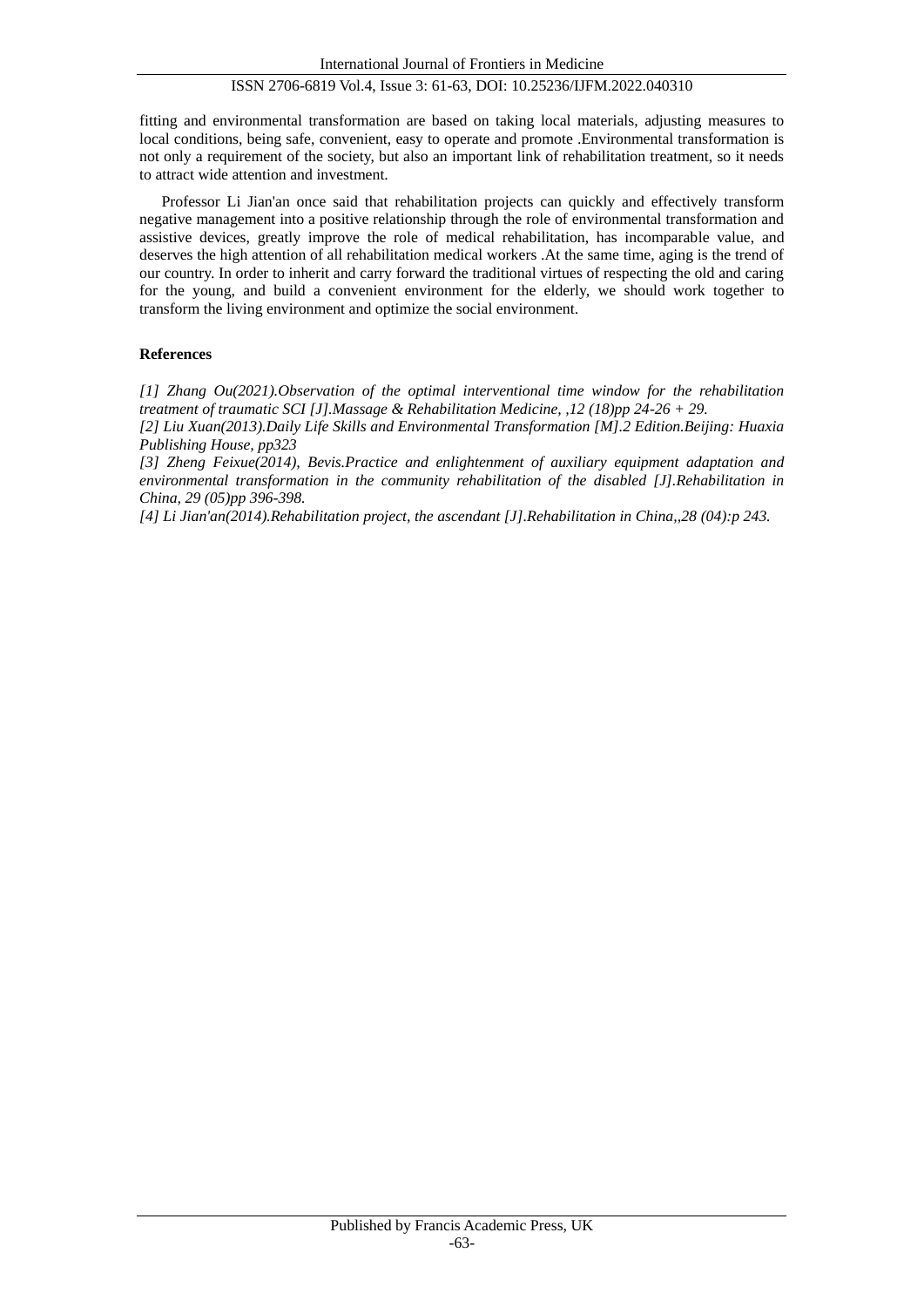fitting and environmental transformation are based on taking local materials, adjusting measures to local conditions, being safe, convenient, easy to operate and promote .Environmental transformation is not only a requirement of the society, but also an important link of rehabilitation treatment, so it needs to attract wide attention and investment.

Professor Li Jian'an once said that rehabilitation projects can quickly and effectively transform negative management into a positive relationship through the role of environmental transformation and assistive devices, greatly improve the role of medical rehabilitation, has incomparable value, and deserves the high attention of all rehabilitation medical workers .At the same time, aging is the trend of our country. In order to inherit and carry forward the traditional virtues of respecting the old and caring for the young, and build a convenient environment for the elderly, we should work together to transform the living environment and optimize the social environment.

## References

*[1] Zhang Ou(2021).Observation of the optimal interventional time window for the rehabilitation treatment of traumatic SCI [J].Massage & Rehabilitation Medicine, ,12 (18)pp 24-26 + 29.*

*[2] Liu Xuan(2013).Daily Life Skills and Environmental Transformation [M].2 Edition.Beijing: Huaxia Publishing House, pp323*

*[3] Zheng Feixue(2014), Bevis.Practice and enlightenment of auxiliary equipment adaptation and environmental transformation in the community rehabilitation of the disabled [J].Rehabilitation in China, 29 (05)pp 396-398.*

*[4] Li Jian'an(2014).Rehabilitation project, the ascendant [J].Rehabilitation in China,,28 (04):p 243.*